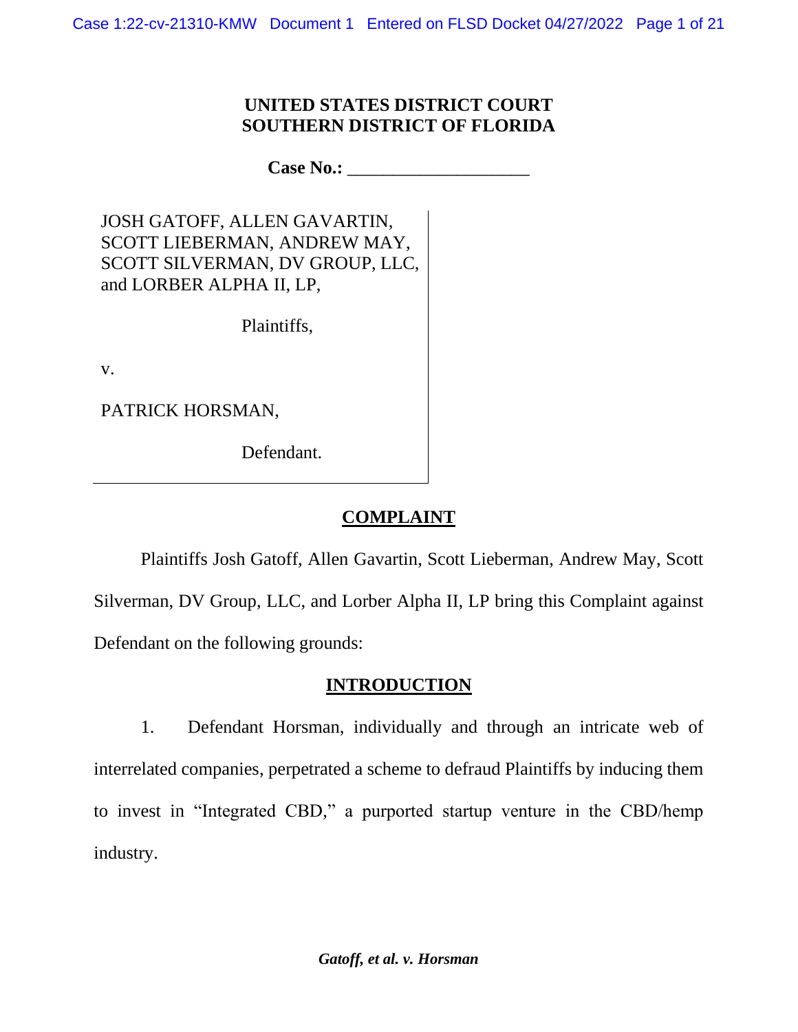**UNITED STATES DISTRICT COURT**
**SOUTHERN DISTRICT OF FLORIDA**

**Case No.:** ____________________

JOSH GATOFF, ALLEN GAVARTIN, SCOTT LIEBERMAN, ANDREW MAY, SCOTT SILVERMAN, DV GROUP, LLC, and LORBER ALPHA II, LP,

Plaintiffs,

v.

PATRICK HORSMAN,

Defendant.

## COMPLAINT

Plaintiffs Josh Gatoff, Allen Gavartin, Scott Lieberman, Andrew May, Scott Silverman, DV Group, LLC, and Lorber Alpha II, LP bring this Complaint against Defendant on the following grounds:

## INTRODUCTION

1. Defendant Horsman, individually and through an intricate web of interrelated companies, perpetrated a scheme to defraud Plaintiffs by inducing them to invest in "Integrated CBD," a purported startup venture in the CBD/hemp industry.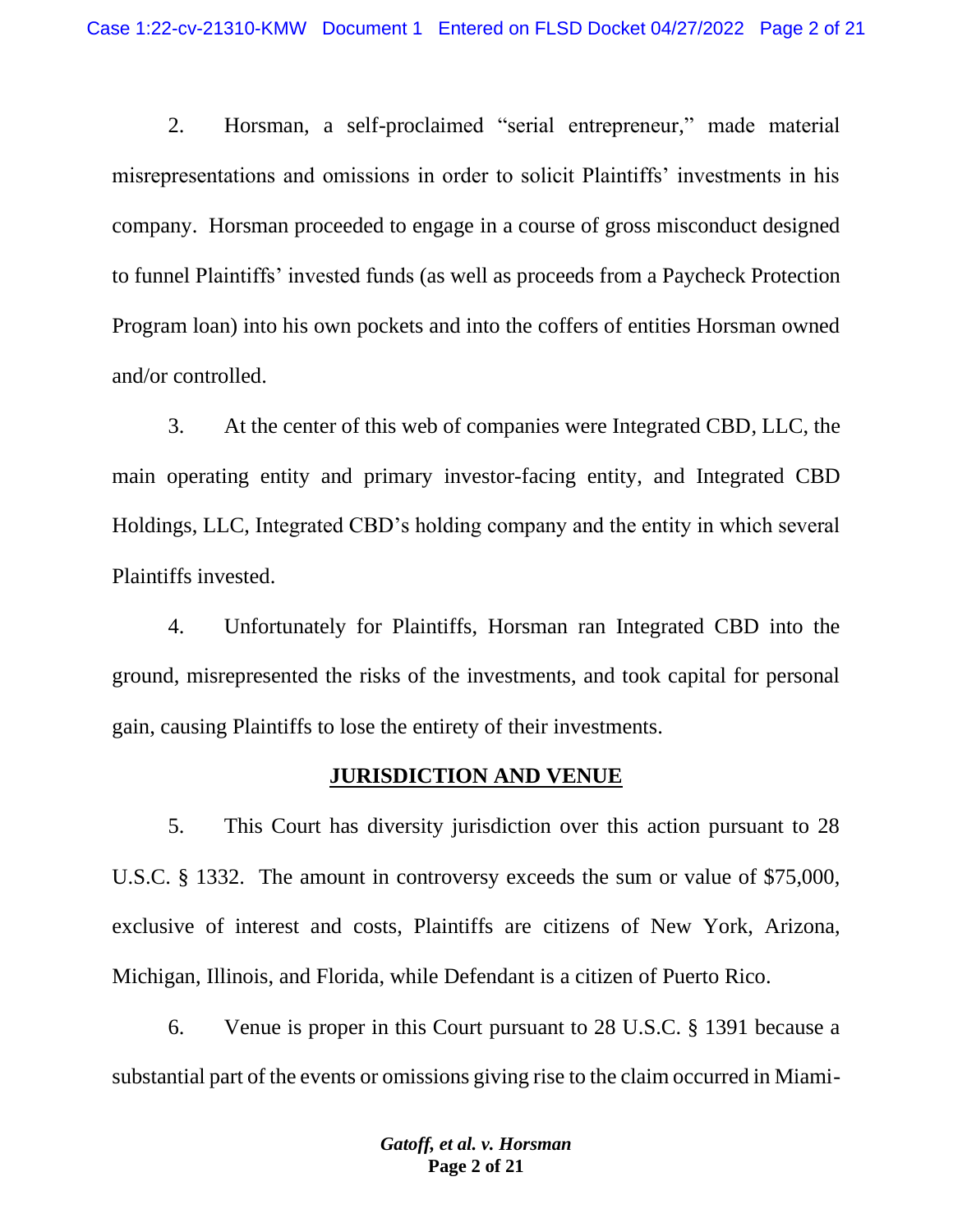2. Horsman, a self-proclaimed "serial entrepreneur," made material misrepresentations and omissions in order to solicit Plaintiffs' investments in his company. Horsman proceeded to engage in a course of gross misconduct designed to funnel Plaintiffs' invested funds (as well as proceeds from a Paycheck Protection Program loan) into his own pockets and into the coffers of entities Horsman owned and/or controlled.

3. At the center of this web of companies were Integrated CBD, LLC, the main operating entity and primary investor-facing entity, and Integrated CBD Holdings, LLC, Integrated CBD's holding company and the entity in which several Plaintiffs invested.

4. Unfortunately for Plaintiffs, Horsman ran Integrated CBD into the ground, misrepresented the risks of the investments, and took capital for personal gain, causing Plaintiffs to lose the entirety of their investments.

## JURISDICTION AND VENUE

5. This Court has diversity jurisdiction over this action pursuant to 28 U.S.C. § 1332. The amount in controversy exceeds the sum or value of $75,000, exclusive of interest and costs, Plaintiffs are citizens of New York, Arizona, Michigan, Illinois, and Florida, while Defendant is a citizen of Puerto Rico.

6. Venue is proper in this Court pursuant to 28 U.S.C. § 1391 because a substantial part of the events or omissions giving rise to the claim occurred in Miami-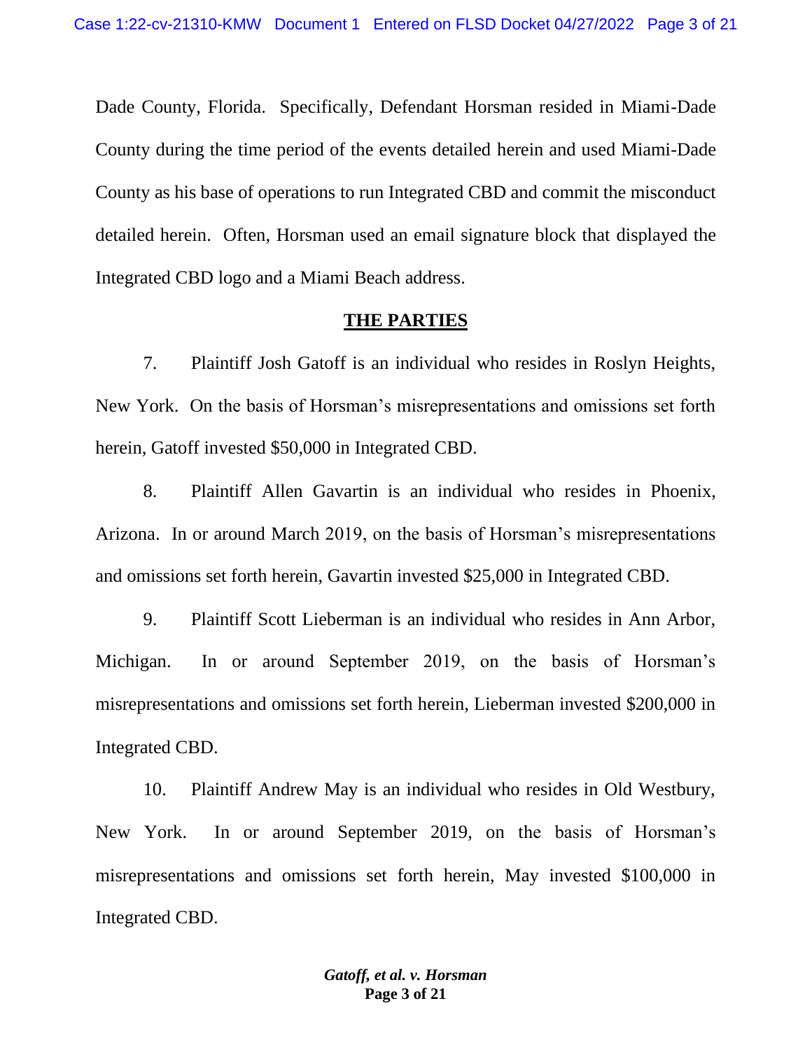Dade County, Florida. Specifically, Defendant Horsman resided in Miami-Dade County during the time period of the events detailed herein and used Miami-Dade County as his base of operations to run Integrated CBD and commit the misconduct detailed herein. Often, Horsman used an email signature block that displayed the Integrated CBD logo and a Miami Beach address.

## THE PARTIES

7. Plaintiff Josh Gatoff is an individual who resides in Roslyn Heights, New York. On the basis of Horsman's misrepresentations and omissions set forth herein, Gatoff invested $50,000 in Integrated CBD.

8. Plaintiff Allen Gavartin is an individual who resides in Phoenix, Arizona. In or around March 2019, on the basis of Horsman's misrepresentations and omissions set forth herein, Gavartin invested $25,000 in Integrated CBD.

9. Plaintiff Scott Lieberman is an individual who resides in Ann Arbor, Michigan. In or around September 2019, on the basis of Horsman's misrepresentations and omissions set forth herein, Lieberman invested $200,000 in Integrated CBD.

10. Plaintiff Andrew May is an individual who resides in Old Westbury, New York. In or around September 2019, on the basis of Horsman's misrepresentations and omissions set forth herein, May invested $100,000 in Integrated CBD.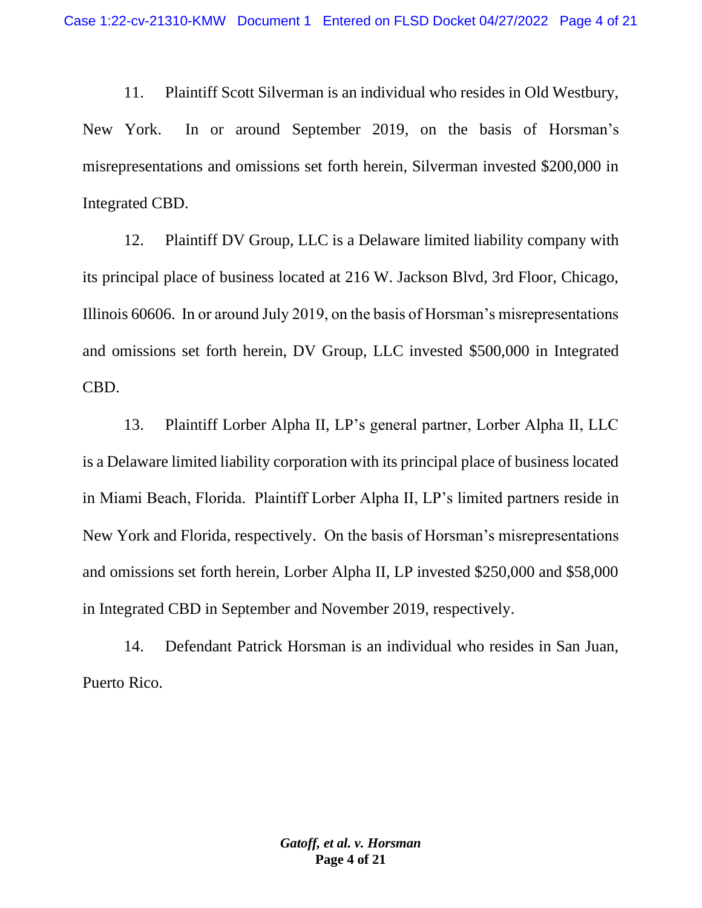11. Plaintiff Scott Silverman is an individual who resides in Old Westbury, New York. In or around September 2019, on the basis of Horsman's misrepresentations and omissions set forth herein, Silverman invested $200,000 in Integrated CBD.

12. Plaintiff DV Group, LLC is a Delaware limited liability company with its principal place of business located at 216 W. Jackson Blvd, 3rd Floor, Chicago, Illinois 60606. In or around July 2019, on the basis of Horsman's misrepresentations and omissions set forth herein, DV Group, LLC invested $500,000 in Integrated CBD.

13. Plaintiff Lorber Alpha II, LP's general partner, Lorber Alpha II, LLC is a Delaware limited liability corporation with its principal place of business located in Miami Beach, Florida. Plaintiff Lorber Alpha II, LP's limited partners reside in New York and Florida, respectively. On the basis of Horsman's misrepresentations and omissions set forth herein, Lorber Alpha II, LP invested $250,000 and $58,000 in Integrated CBD in September and November 2019, respectively.

14. Defendant Patrick Horsman is an individual who resides in San Juan, Puerto Rico.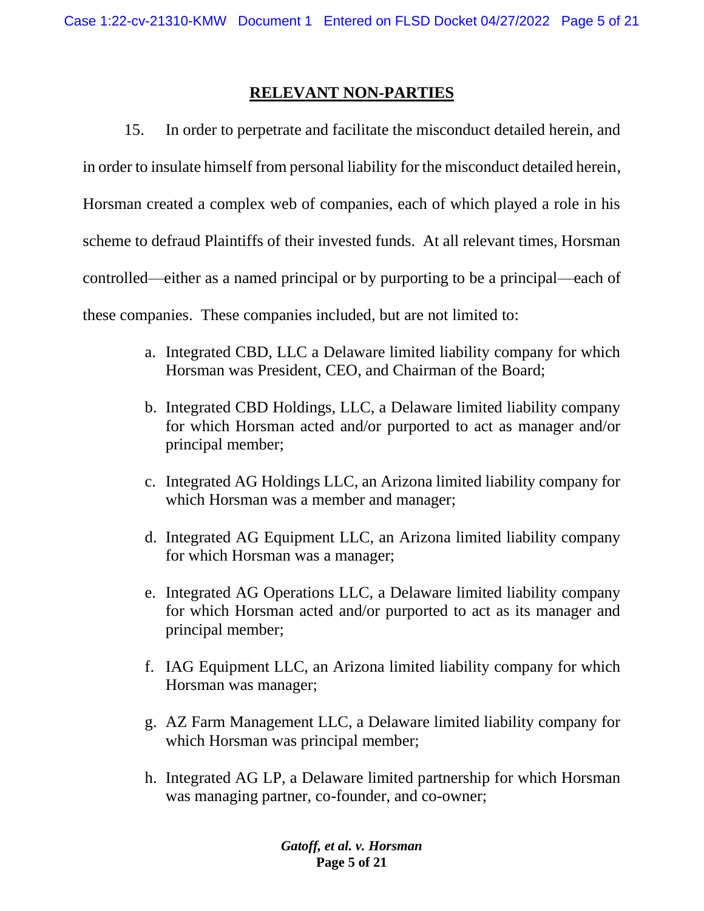## RELEVANT NON-PARTIES

15. In order to perpetrate and facilitate the misconduct detailed herein, and in order to insulate himself from personal liability for the misconduct detailed herein, Horsman created a complex web of companies, each of which played a role in his scheme to defraud Plaintiffs of their invested funds. At all relevant times, Horsman controlled—either as a named principal or by purporting to be a principal—each of these companies. These companies included, but are not limited to:

a. Integrated CBD, LLC a Delaware limited liability company for which Horsman was President, CEO, and Chairman of the Board;

b. Integrated CBD Holdings, LLC, a Delaware limited liability company for which Horsman acted and/or purported to act as manager and/or principal member;

c. Integrated AG Holdings LLC, an Arizona limited liability company for which Horsman was a member and manager;

d. Integrated AG Equipment LLC, an Arizona limited liability company for which Horsman was a manager;

e. Integrated AG Operations LLC, a Delaware limited liability company for which Horsman acted and/or purported to act as its manager and principal member;

f. IAG Equipment LLC, an Arizona limited liability company for which Horsman was manager;

g. AZ Farm Management LLC, a Delaware limited liability company for which Horsman was principal member;

h. Integrated AG LP, a Delaware limited partnership for which Horsman was managing partner, co-founder, and co-owner;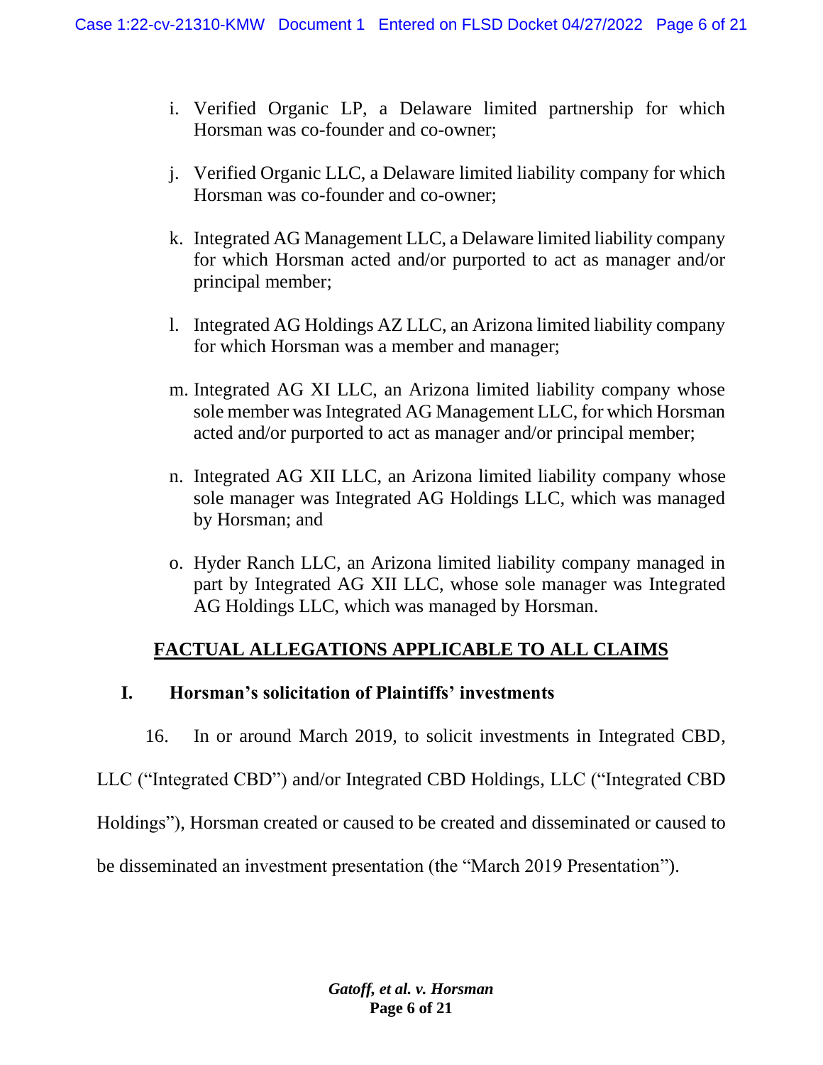i. Verified Organic LP, a Delaware limited partnership for which Horsman was co-founder and co-owner;

j. Verified Organic LLC, a Delaware limited liability company for which Horsman was co-founder and co-owner;

k. Integrated AG Management LLC, a Delaware limited liability company for which Horsman acted and/or purported to act as manager and/or principal member;

l. Integrated AG Holdings AZ LLC, an Arizona limited liability company for which Horsman was a member and manager;

m. Integrated AG XI LLC, an Arizona limited liability company whose sole member was Integrated AG Management LLC, for which Horsman acted and/or purported to act as manager and/or principal member;

n. Integrated AG XII LLC, an Arizona limited liability company whose sole manager was Integrated AG Holdings LLC, which was managed by Horsman; and

o. Hyder Ranch LLC, an Arizona limited liability company managed in part by Integrated AG XII LLC, whose sole manager was Integrated AG Holdings LLC, which was managed by Horsman.

## FACTUAL ALLEGATIONS APPLICABLE TO ALL CLAIMS

### I. Horsman's solicitation of Plaintiffs' investments

16. In or around March 2019, to solicit investments in Integrated CBD, LLC ("Integrated CBD") and/or Integrated CBD Holdings, LLC ("Integrated CBD Holdings"), Horsman created or caused to be created and disseminated or caused to be disseminated an investment presentation (the "March 2019 Presentation").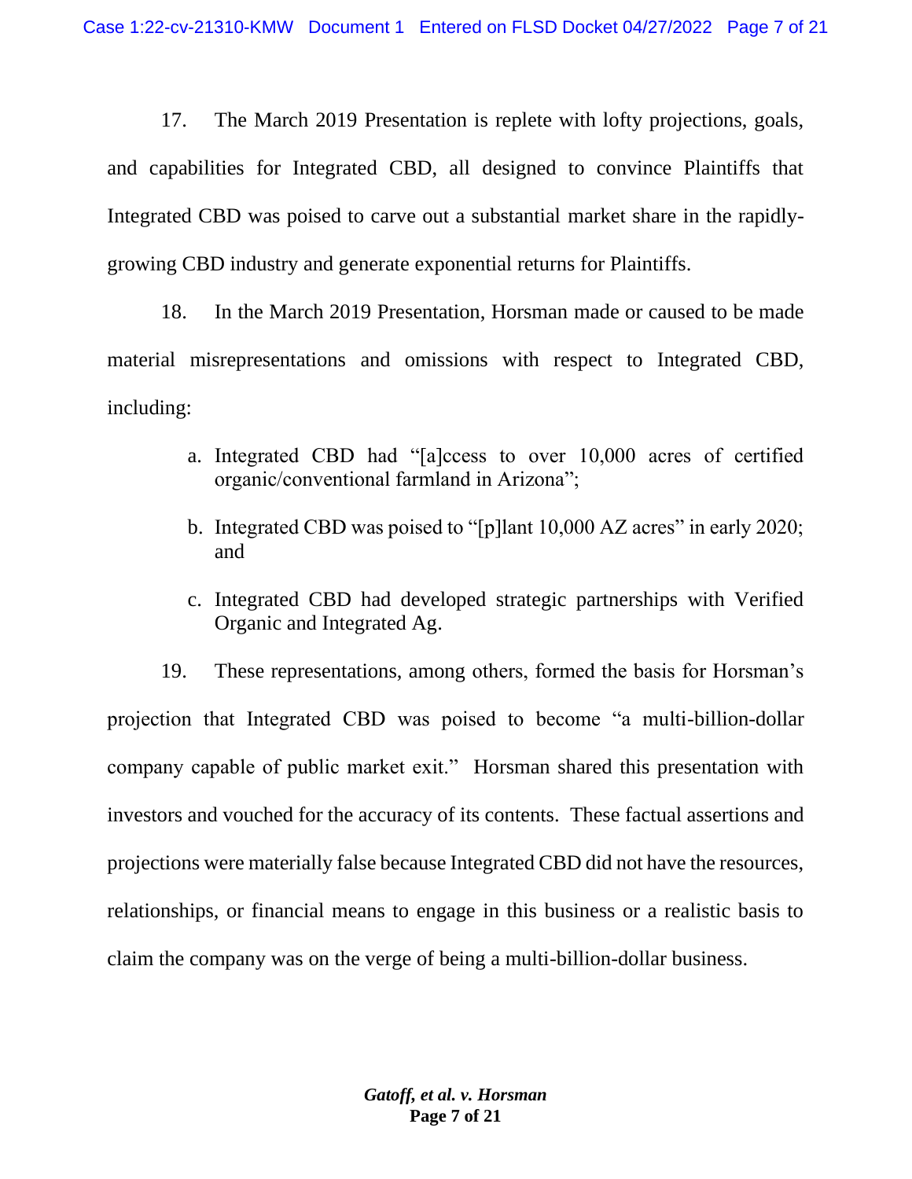17. The March 2019 Presentation is replete with lofty projections, goals, and capabilities for Integrated CBD, all designed to convince Plaintiffs that Integrated CBD was poised to carve out a substantial market share in the rapidly-growing CBD industry and generate exponential returns for Plaintiffs.

18. In the March 2019 Presentation, Horsman made or caused to be made material misrepresentations and omissions with respect to Integrated CBD, including:

a. Integrated CBD had "[a]ccess to over 10,000 acres of certified organic/conventional farmland in Arizona";

b. Integrated CBD was poised to "[p]lant 10,000 AZ acres" in early 2020; and

c. Integrated CBD had developed strategic partnerships with Verified Organic and Integrated Ag.

19. These representations, among others, formed the basis for Horsman's projection that Integrated CBD was poised to become "a multi-billion-dollar company capable of public market exit." Horsman shared this presentation with investors and vouched for the accuracy of its contents. These factual assertions and projections were materially false because Integrated CBD did not have the resources, relationships, or financial means to engage in this business or a realistic basis to claim the company was on the verge of being a multi-billion-dollar business.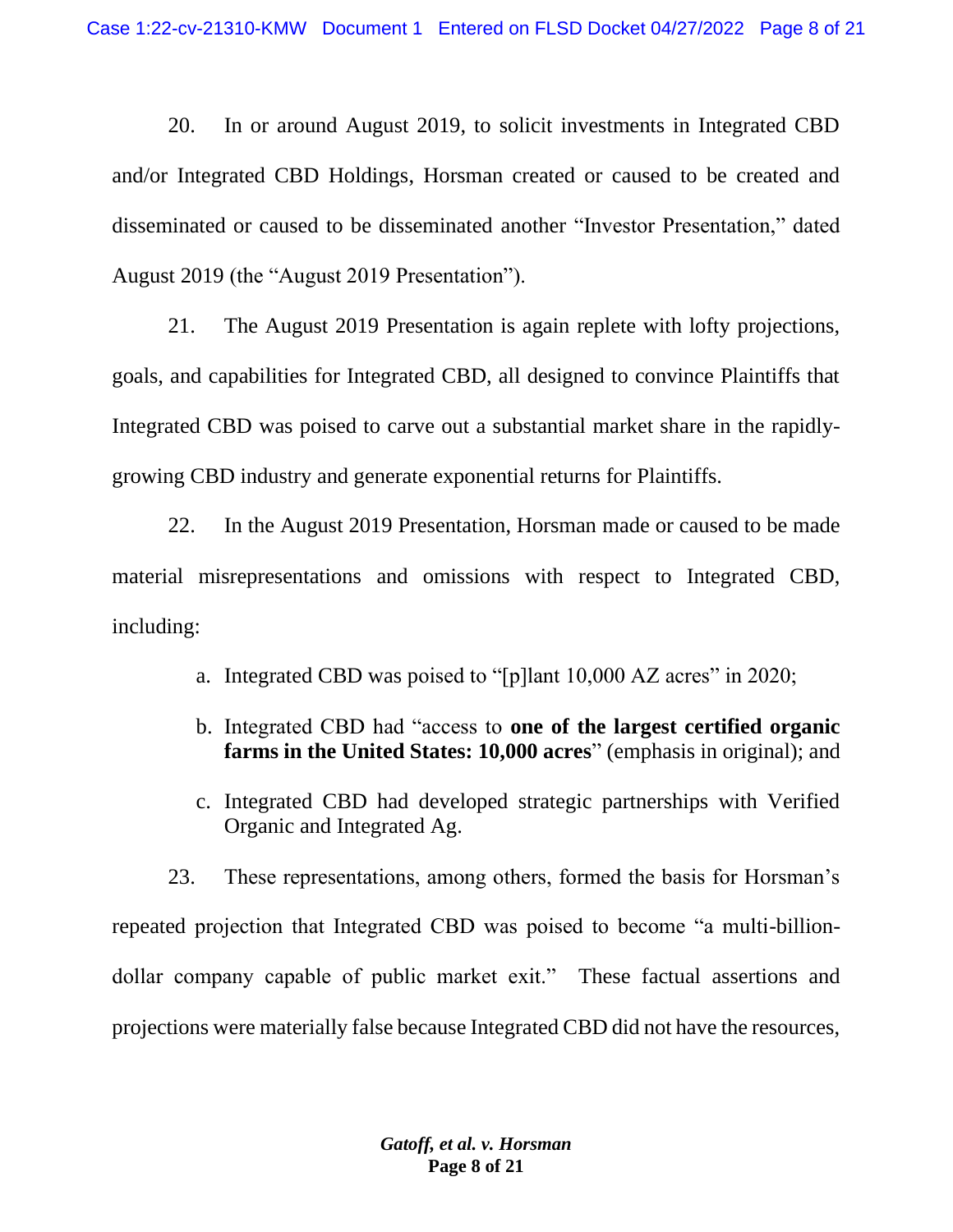20. In or around August 2019, to solicit investments in Integrated CBD and/or Integrated CBD Holdings, Horsman created or caused to be created and disseminated or caused to be disseminated another "Investor Presentation," dated August 2019 (the "August 2019 Presentation").

21. The August 2019 Presentation is again replete with lofty projections, goals, and capabilities for Integrated CBD, all designed to convince Plaintiffs that Integrated CBD was poised to carve out a substantial market share in the rapidly-growing CBD industry and generate exponential returns for Plaintiffs.

22. In the August 2019 Presentation, Horsman made or caused to be made material misrepresentations and omissions with respect to Integrated CBD, including:

a. Integrated CBD was poised to "[p]lant 10,000 AZ acres" in 2020;

b. Integrated CBD had "access to **one of the largest certified organic farms in the United States: 10,000 acres**" (emphasis in original); and

c. Integrated CBD had developed strategic partnerships with Verified Organic and Integrated Ag.

23. These representations, among others, formed the basis for Horsman's repeated projection that Integrated CBD was poised to become "a multi-billion-dollar company capable of public market exit." These factual assertions and projections were materially false because Integrated CBD did not have the resources,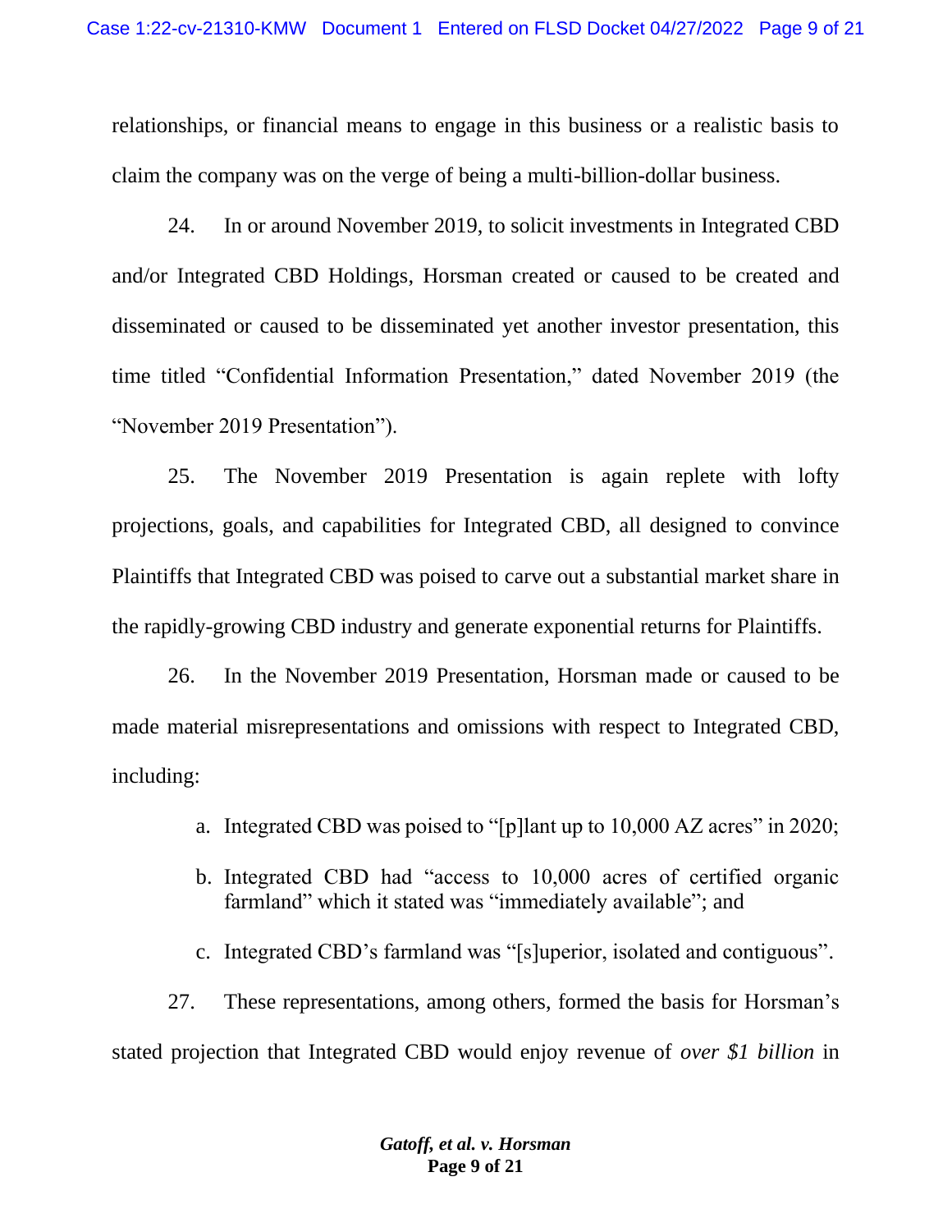relationships, or financial means to engage in this business or a realistic basis to claim the company was on the verge of being a multi-billion-dollar business.

24. In or around November 2019, to solicit investments in Integrated CBD and/or Integrated CBD Holdings, Horsman created or caused to be created and disseminated or caused to be disseminated yet another investor presentation, this time titled "Confidential Information Presentation," dated November 2019 (the "November 2019 Presentation").

25. The November 2019 Presentation is again replete with lofty projections, goals, and capabilities for Integrated CBD, all designed to convince Plaintiffs that Integrated CBD was poised to carve out a substantial market share in the rapidly-growing CBD industry and generate exponential returns for Plaintiffs.

26. In the November 2019 Presentation, Horsman made or caused to be made material misrepresentations and omissions with respect to Integrated CBD, including:

a. Integrated CBD was poised to "[p]lant up to 10,000 AZ acres" in 2020;

b. Integrated CBD had "access to 10,000 acres of certified organic farmland" which it stated was "immediately available"; and

c. Integrated CBD's farmland was "[s]uperior, isolated and contiguous".

27. These representations, among others, formed the basis for Horsman's stated projection that Integrated CBD would enjoy revenue of *over $1 billion* in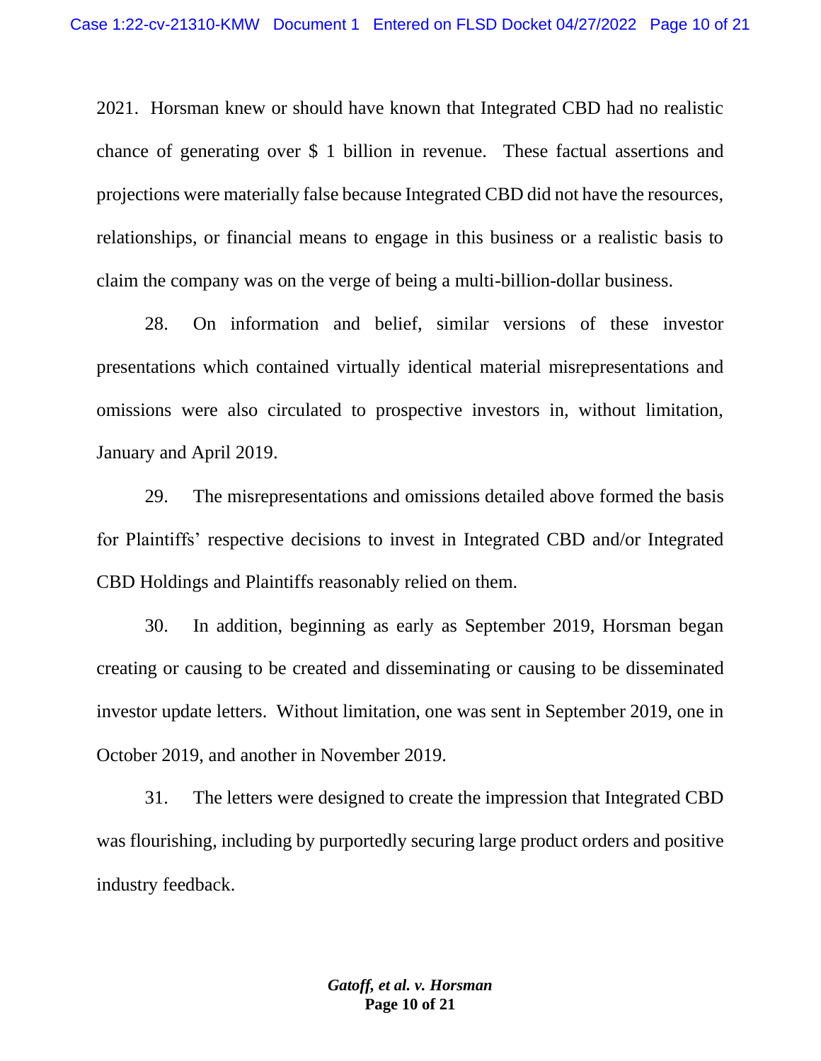2021. Horsman knew or should have known that Integrated CBD had no realistic chance of generating over $ 1 billion in revenue. These factual assertions and projections were materially false because Integrated CBD did not have the resources, relationships, or financial means to engage in this business or a realistic basis to claim the company was on the verge of being a multi-billion-dollar business.

28. On information and belief, similar versions of these investor presentations which contained virtually identical material misrepresentations and omissions were also circulated to prospective investors in, without limitation, January and April 2019.

29. The misrepresentations and omissions detailed above formed the basis for Plaintiffs' respective decisions to invest in Integrated CBD and/or Integrated CBD Holdings and Plaintiffs reasonably relied on them.

30. In addition, beginning as early as September 2019, Horsman began creating or causing to be created and disseminating or causing to be disseminated investor update letters. Without limitation, one was sent in September 2019, one in October 2019, and another in November 2019.

31. The letters were designed to create the impression that Integrated CBD was flourishing, including by purportedly securing large product orders and positive industry feedback.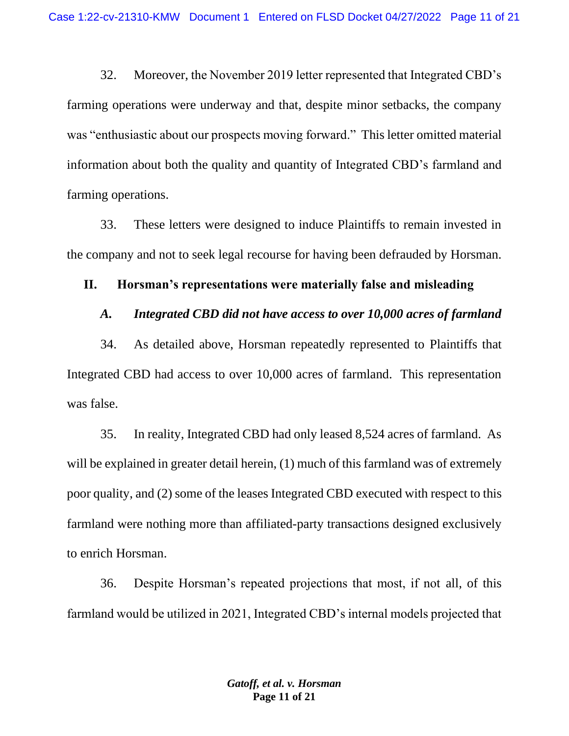32. Moreover, the November 2019 letter represented that Integrated CBD's farming operations were underway and that, despite minor setbacks, the company was "enthusiastic about our prospects moving forward." This letter omitted material information about both the quality and quantity of Integrated CBD's farmland and farming operations.

33. These letters were designed to induce Plaintiffs to remain invested in the company and not to seek legal recourse for having been defrauded by Horsman.

## II. Horsman's representations were materially false and misleading

### *A. Integrated CBD did not have access to over 10,000 acres of farmland*

34. As detailed above, Horsman repeatedly represented to Plaintiffs that Integrated CBD had access to over 10,000 acres of farmland. This representation was false.

35. In reality, Integrated CBD had only leased 8,524 acres of farmland. As will be explained in greater detail herein, (1) much of this farmland was of extremely poor quality, and (2) some of the leases Integrated CBD executed with respect to this farmland were nothing more than affiliated-party transactions designed exclusively to enrich Horsman.

36. Despite Horsman's repeated projections that most, if not all, of this farmland would be utilized in 2021, Integrated CBD's internal models projected that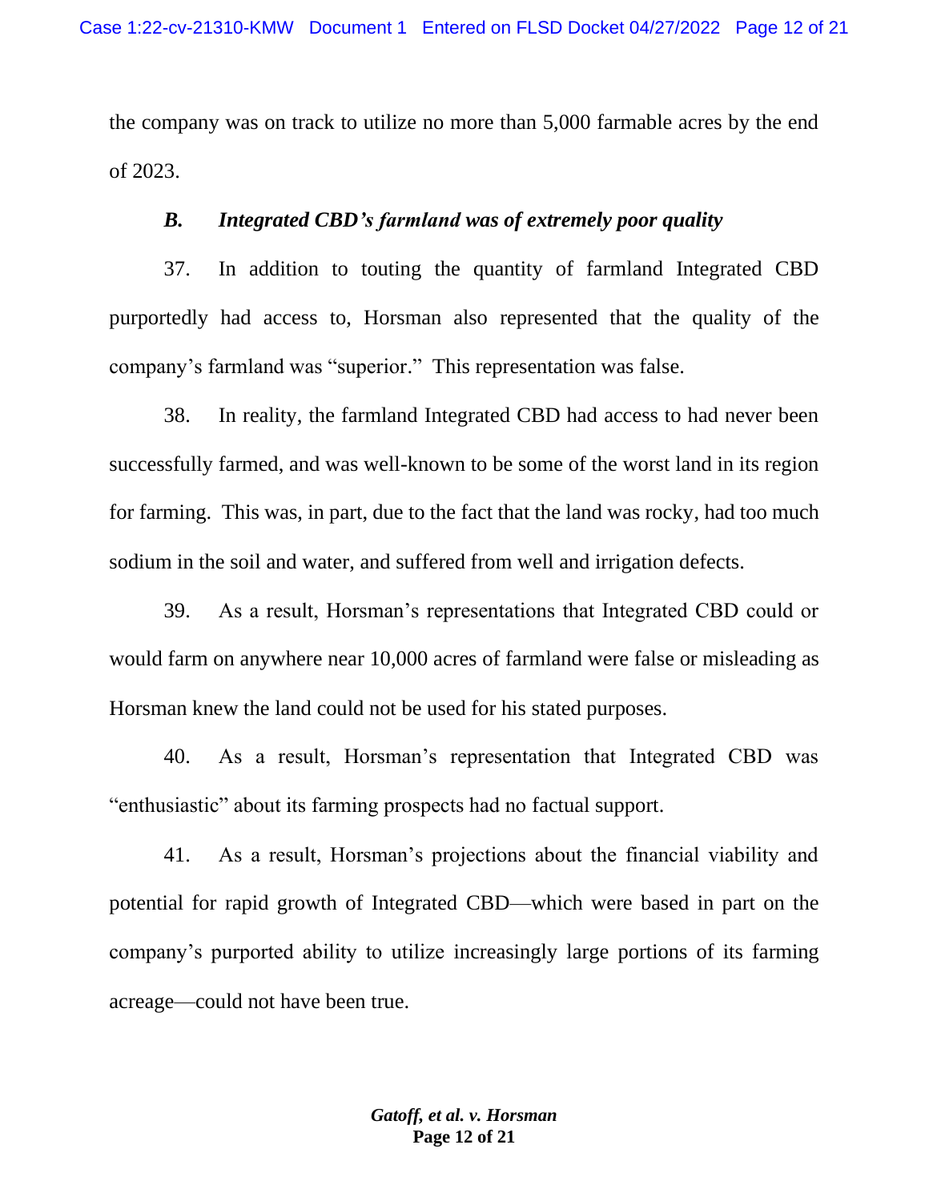the company was on track to utilize no more than 5,000 farmable acres by the end of 2023.

### *B. Integrated CBD's farmland was of extremely poor quality*

37. In addition to touting the quantity of farmland Integrated CBD purportedly had access to, Horsman also represented that the quality of the company's farmland was "superior." This representation was false.

38. In reality, the farmland Integrated CBD had access to had never been successfully farmed, and was well-known to be some of the worst land in its region for farming. This was, in part, due to the fact that the land was rocky, had too much sodium in the soil and water, and suffered from well and irrigation defects.

39. As a result, Horsman's representations that Integrated CBD could or would farm on anywhere near 10,000 acres of farmland were false or misleading as Horsman knew the land could not be used for his stated purposes.

40. As a result, Horsman's representation that Integrated CBD was "enthusiastic" about its farming prospects had no factual support.

41. As a result, Horsman's projections about the financial viability and potential for rapid growth of Integrated CBD—which were based in part on the company's purported ability to utilize increasingly large portions of its farming acreage—could not have been true.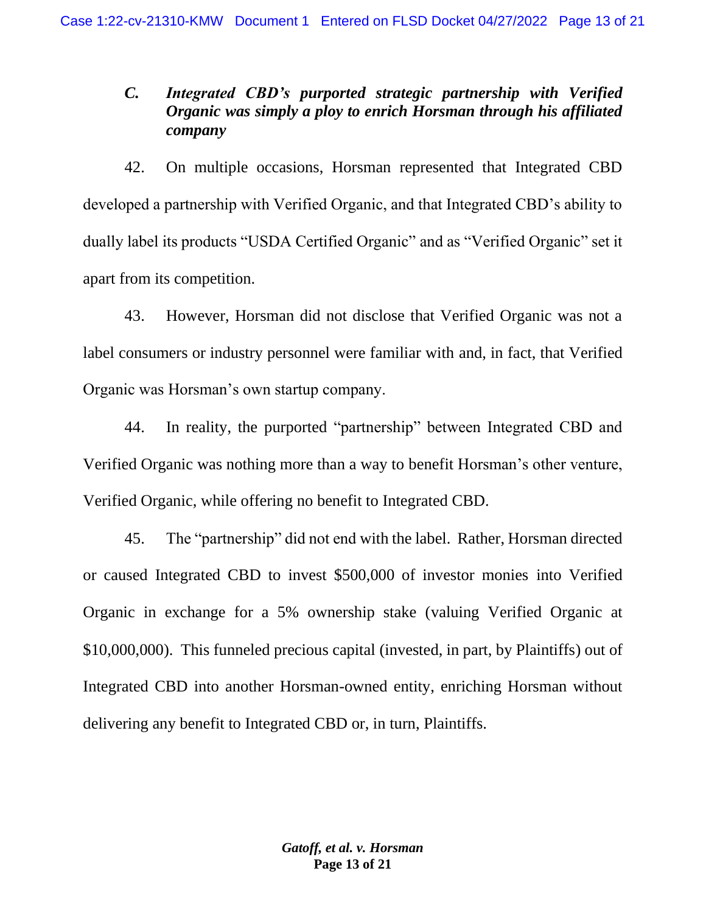### *C. Integrated CBD's purported strategic partnership with Verified Organic was simply a ploy to enrich Horsman through his affiliated company*

42. On multiple occasions, Horsman represented that Integrated CBD developed a partnership with Verified Organic, and that Integrated CBD's ability to dually label its products "USDA Certified Organic" and as "Verified Organic" set it apart from its competition.

43. However, Horsman did not disclose that Verified Organic was not a label consumers or industry personnel were familiar with and, in fact, that Verified Organic was Horsman's own startup company.

44. In reality, the purported "partnership" between Integrated CBD and Verified Organic was nothing more than a way to benefit Horsman's other venture, Verified Organic, while offering no benefit to Integrated CBD.

45. The "partnership" did not end with the label. Rather, Horsman directed or caused Integrated CBD to invest $500,000 of investor monies into Verified Organic in exchange for a 5% ownership stake (valuing Verified Organic at $10,000,000). This funneled precious capital (invested, in part, by Plaintiffs) out of Integrated CBD into another Horsman-owned entity, enriching Horsman without delivering any benefit to Integrated CBD or, in turn, Plaintiffs.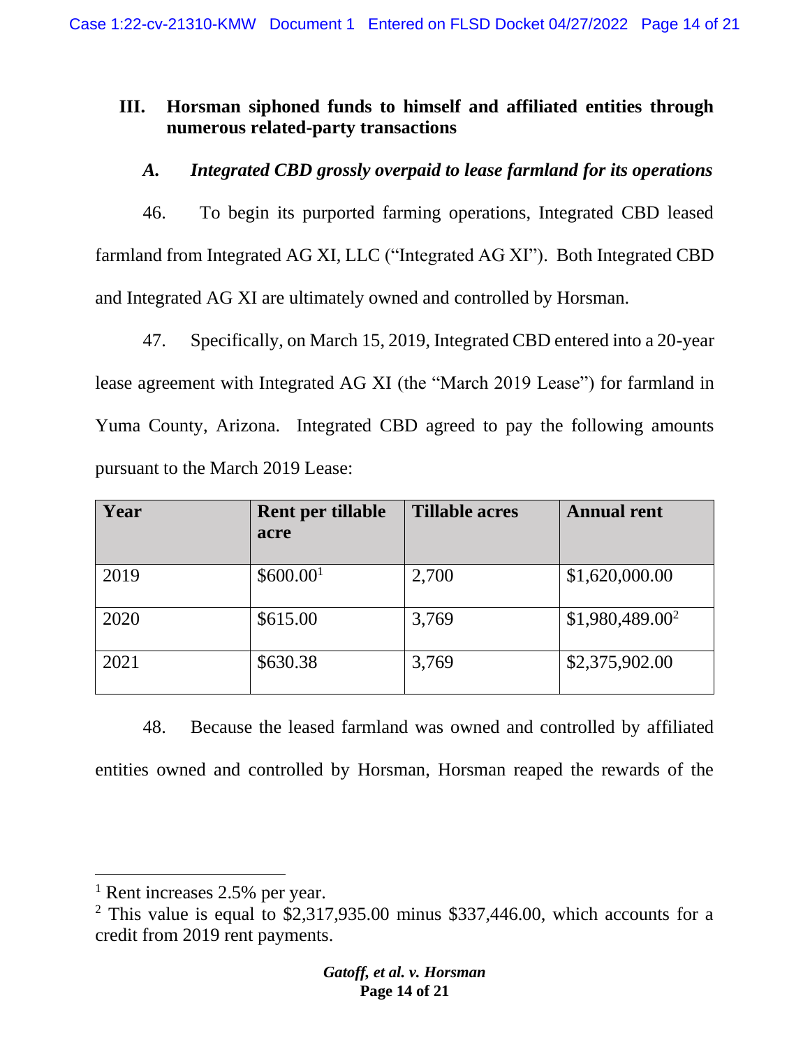## III. Horsman siphoned funds to himself and affiliated entities through numerous related-party transactions

### *A. Integrated CBD grossly overpaid to lease farmland for its operations*

46. To begin its purported farming operations, Integrated CBD leased farmland from Integrated AG XI, LLC ("Integrated AG XI"). Both Integrated CBD and Integrated AG XI are ultimately owned and controlled by Horsman.

47. Specifically, on March 15, 2019, Integrated CBD entered into a 20-year lease agreement with Integrated AG XI (the "March 2019 Lease") for farmland in Yuma County, Arizona. Integrated CBD agreed to pay the following amounts pursuant to the March 2019 Lease:

| Year | Rent per tillable acre | Tillable acres | Annual rent |
|---|---|---|---|
| 2019 | $600.00[1] | 2,700 | $1,620,000.00 |
| 2020 | $615.00 | 3,769 | $1,980,489.00[2] |
| 2021 | $630.38 | 3,769 | $2,375,902.00 |

48. Because the leased farmland was owned and controlled by affiliated entities owned and controlled by Horsman, Horsman reaped the rewards of the

---

[1] Rent increases 2.5% per year.

[2] This value is equal to $2,317,935.00 minus $337,446.00, which accounts for a credit from 2019 rent payments.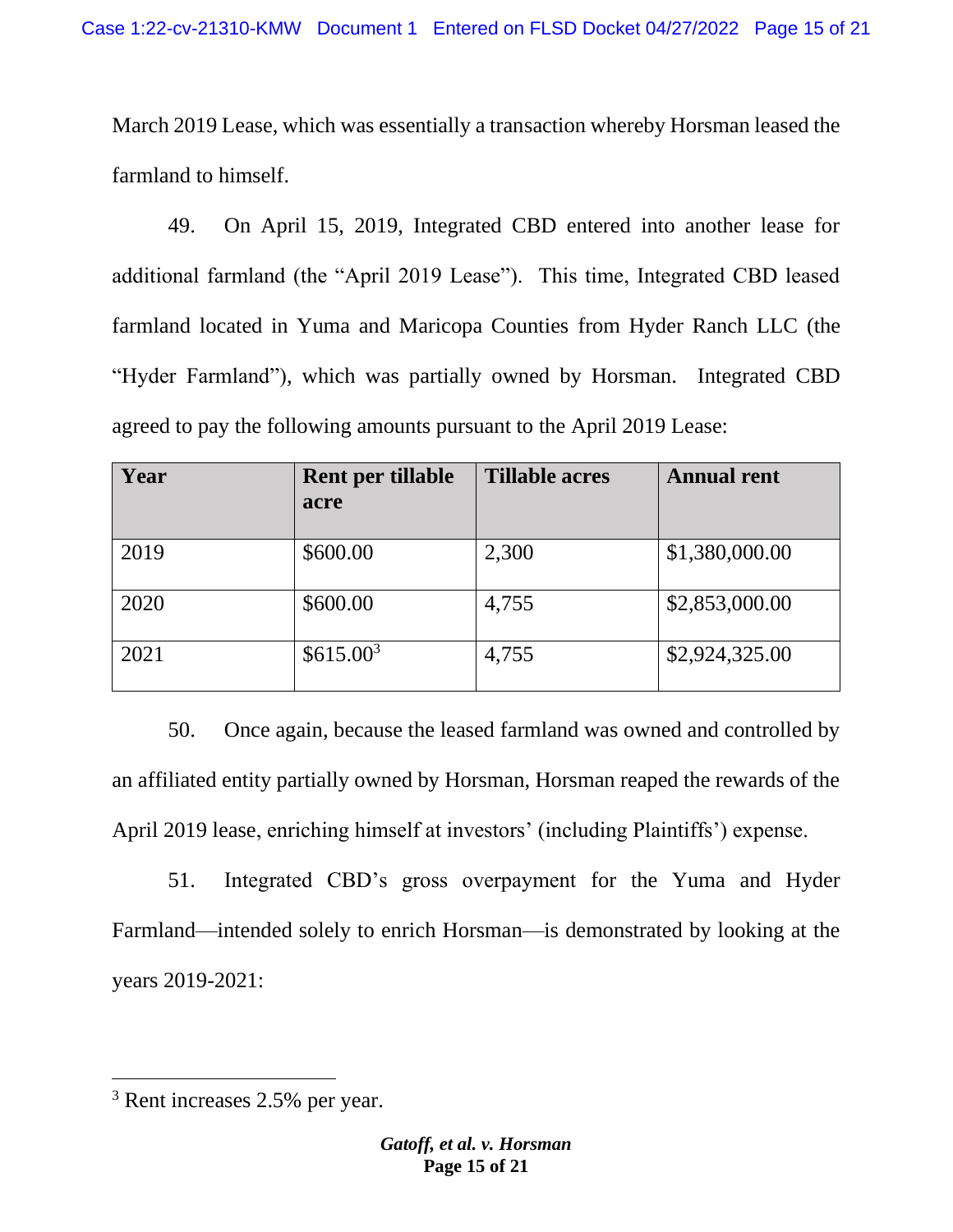March 2019 Lease, which was essentially a transaction whereby Horsman leased the farmland to himself.

49. On April 15, 2019, Integrated CBD entered into another lease for additional farmland (the "April 2019 Lease"). This time, Integrated CBD leased farmland located in Yuma and Maricopa Counties from Hyder Ranch LLC (the "Hyder Farmland"), which was partially owned by Horsman. Integrated CBD agreed to pay the following amounts pursuant to the April 2019 Lease:

| Year | Rent per tillable acre | Tillable acres | Annual rent |
|---|---|---|---|
| 2019 | $600.00 | 2,300 | $1,380,000.00 |
| 2020 | $600.00 | 4,755 | $2,853,000.00 |
| 2021 | $615.00[3] | 4,755 | $2,924,325.00 |

50. Once again, because the leased farmland was owned and controlled by an affiliated entity partially owned by Horsman, Horsman reaped the rewards of the April 2019 lease, enriching himself at investors' (including Plaintiffs') expense.

51. Integrated CBD's gross overpayment for the Yuma and Hyder Farmland—intended solely to enrich Horsman—is demonstrated by looking at the years 2019-2021:

---

[3] Rent increases 2.5% per year.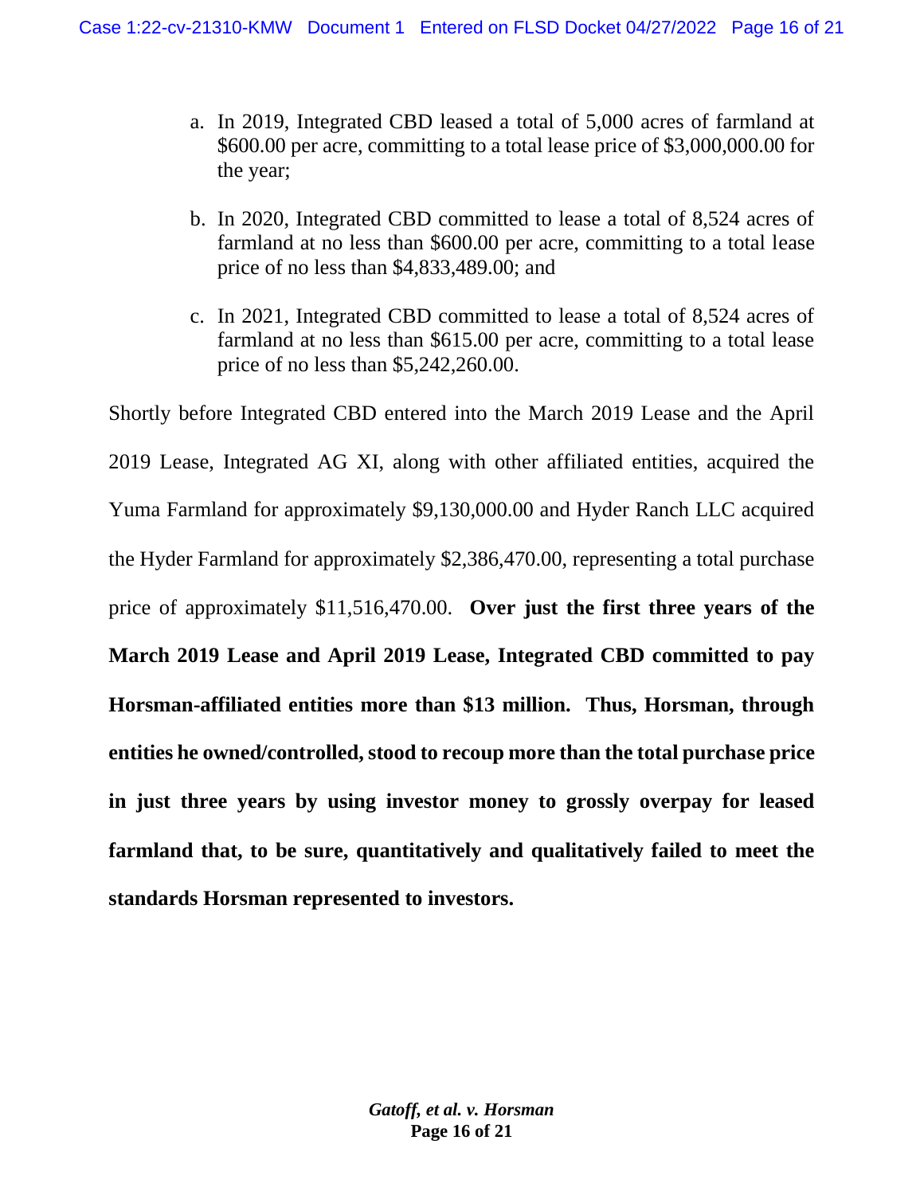a. In 2019, Integrated CBD leased a total of 5,000 acres of farmland at $600.00 per acre, committing to a total lease price of $3,000,000.00 for the year;

b. In 2020, Integrated CBD committed to lease a total of 8,524 acres of farmland at no less than $600.00 per acre, committing to a total lease price of no less than $4,833,489.00; and

c. In 2021, Integrated CBD committed to lease a total of 8,524 acres of farmland at no less than $615.00 per acre, committing to a total lease price of no less than $5,242,260.00.

Shortly before Integrated CBD entered into the March 2019 Lease and the April 2019 Lease, Integrated AG XI, along with other affiliated entities, acquired the Yuma Farmland for approximately $9,130,000.00 and Hyder Ranch LLC acquired the Hyder Farmland for approximately $2,386,470.00, representing a total purchase price of approximately $11,516,470.00. **Over just the first three years of the March 2019 Lease and April 2019 Lease, Integrated CBD committed to pay Horsman-affiliated entities more than $13 million. Thus, Horsman, through entities he owned/controlled, stood to recoup more than the total purchase price in just three years by using investor money to grossly overpay for leased farmland that, to be sure, quantitatively and qualitatively failed to meet the standards Horsman represented to investors.**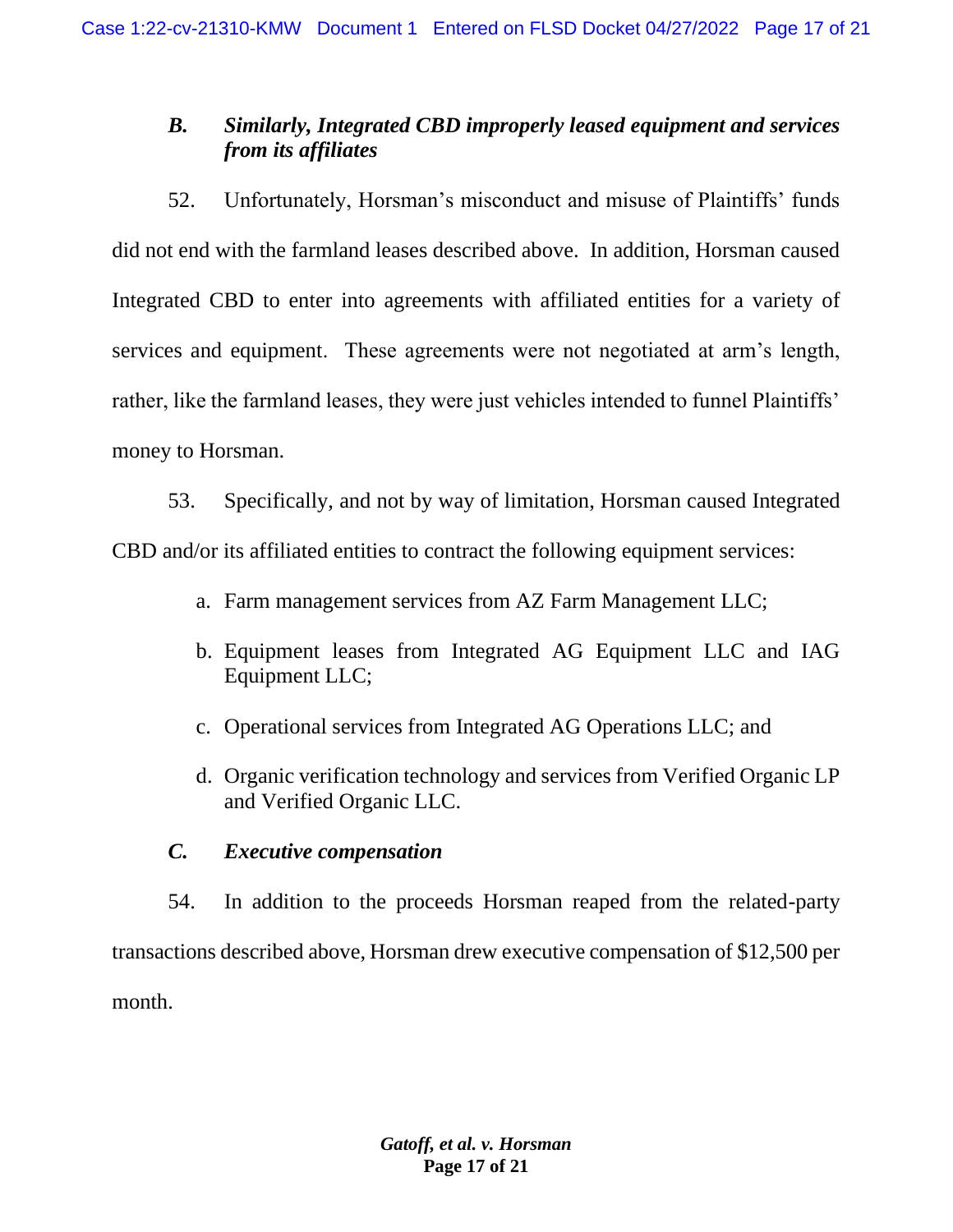### *B. Similarly, Integrated CBD improperly leased equipment and services from its affiliates*

52. Unfortunately, Horsman's misconduct and misuse of Plaintiffs' funds did not end with the farmland leases described above. In addition, Horsman caused Integrated CBD to enter into agreements with affiliated entities for a variety of services and equipment. These agreements were not negotiated at arm's length, rather, like the farmland leases, they were just vehicles intended to funnel Plaintiffs' money to Horsman.

53. Specifically, and not by way of limitation, Horsman caused Integrated CBD and/or its affiliated entities to contract the following equipment services:

a. Farm management services from AZ Farm Management LLC;

b. Equipment leases from Integrated AG Equipment LLC and IAG Equipment LLC;

c. Operational services from Integrated AG Operations LLC; and

d. Organic verification technology and services from Verified Organic LP and Verified Organic LLC.

### *C. Executive compensation*

54. In addition to the proceeds Horsman reaped from the related-party transactions described above, Horsman drew executive compensation of $12,500 per month.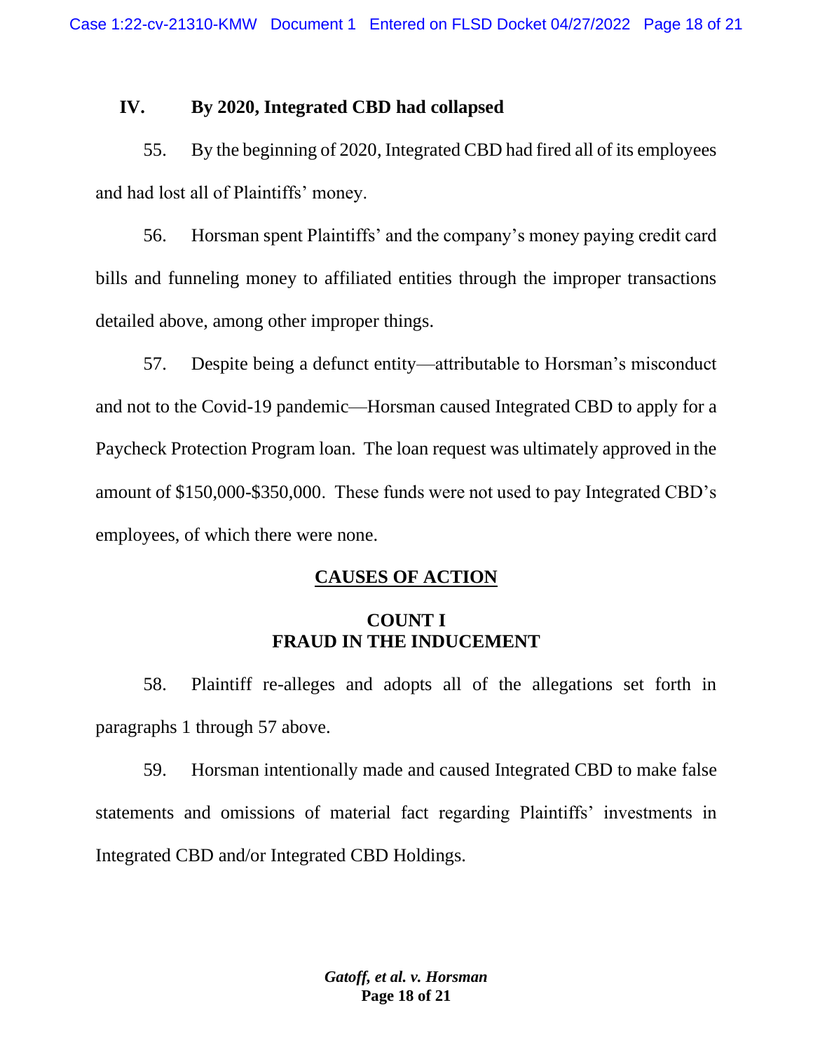## IV. By 2020, Integrated CBD had collapsed

55. By the beginning of 2020, Integrated CBD had fired all of its employees and had lost all of Plaintiffs' money.

56. Horsman spent Plaintiffs' and the company's money paying credit card bills and funneling money to affiliated entities through the improper transactions detailed above, among other improper things.

57. Despite being a defunct entity—attributable to Horsman's misconduct and not to the Covid-19 pandemic—Horsman caused Integrated CBD to apply for a Paycheck Protection Program loan. The loan request was ultimately approved in the amount of $150,000-$350,000. These funds were not used to pay Integrated CBD's employees, of which there were none.

## CAUSES OF ACTION

### COUNT I
### FRAUD IN THE INDUCEMENT

58. Plaintiff re-alleges and adopts all of the allegations set forth in paragraphs 1 through 57 above.

59. Horsman intentionally made and caused Integrated CBD to make false statements and omissions of material fact regarding Plaintiffs' investments in Integrated CBD and/or Integrated CBD Holdings.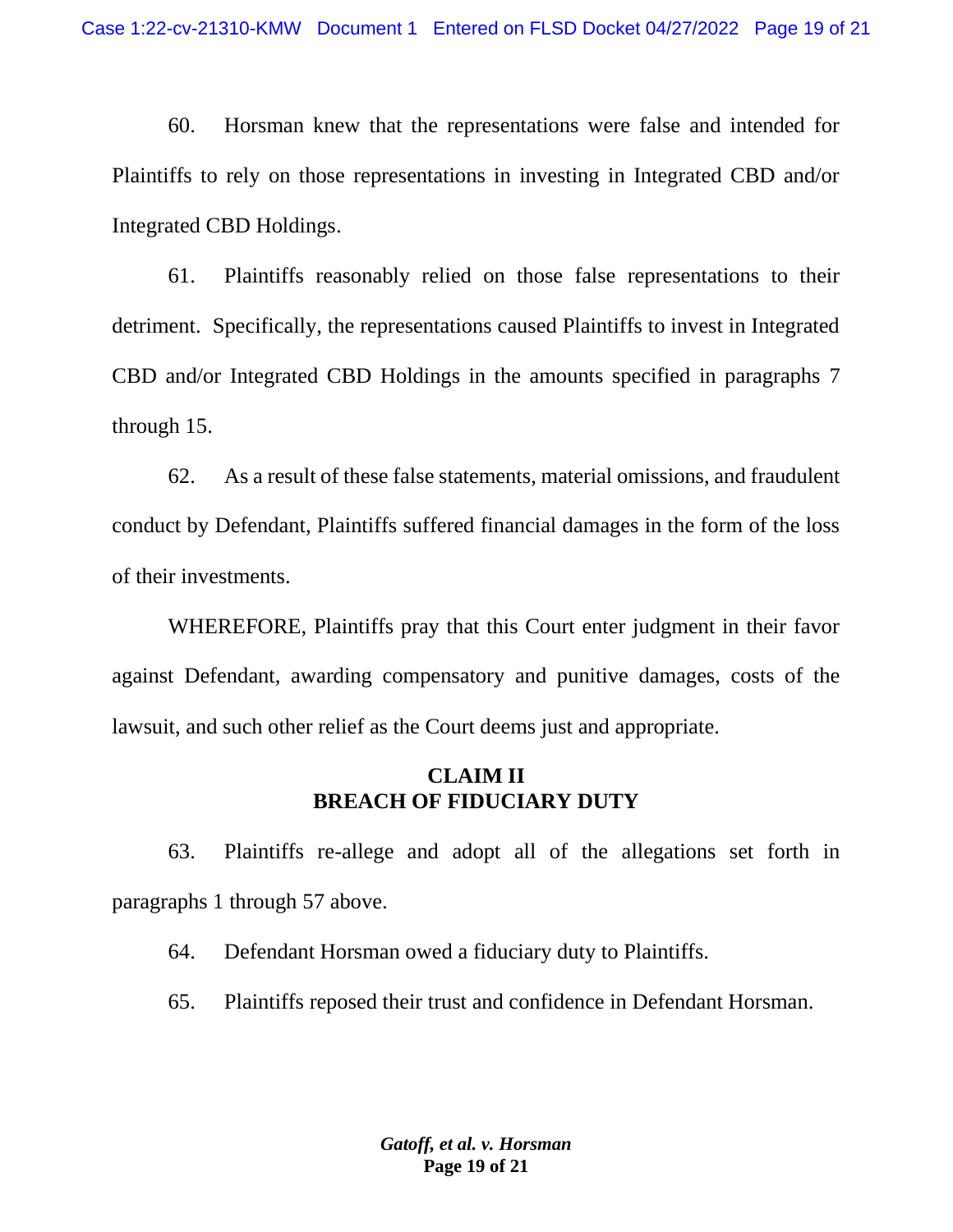60. Horsman knew that the representations were false and intended for Plaintiffs to rely on those representations in investing in Integrated CBD and/or Integrated CBD Holdings.

61. Plaintiffs reasonably relied on those false representations to their detriment. Specifically, the representations caused Plaintiffs to invest in Integrated CBD and/or Integrated CBD Holdings in the amounts specified in paragraphs 7 through 15.

62. As a result of these false statements, material omissions, and fraudulent conduct by Defendant, Plaintiffs suffered financial damages in the form of the loss of their investments.

WHEREFORE, Plaintiffs pray that this Court enter judgment in their favor against Defendant, awarding compensatory and punitive damages, costs of the lawsuit, and such other relief as the Court deems just and appropriate.

## CLAIM II
## BREACH OF FIDUCIARY DUTY

63. Plaintiffs re-allege and adopt all of the allegations set forth in paragraphs 1 through 57 above.

64. Defendant Horsman owed a fiduciary duty to Plaintiffs.

65. Plaintiffs reposed their trust and confidence in Defendant Horsman.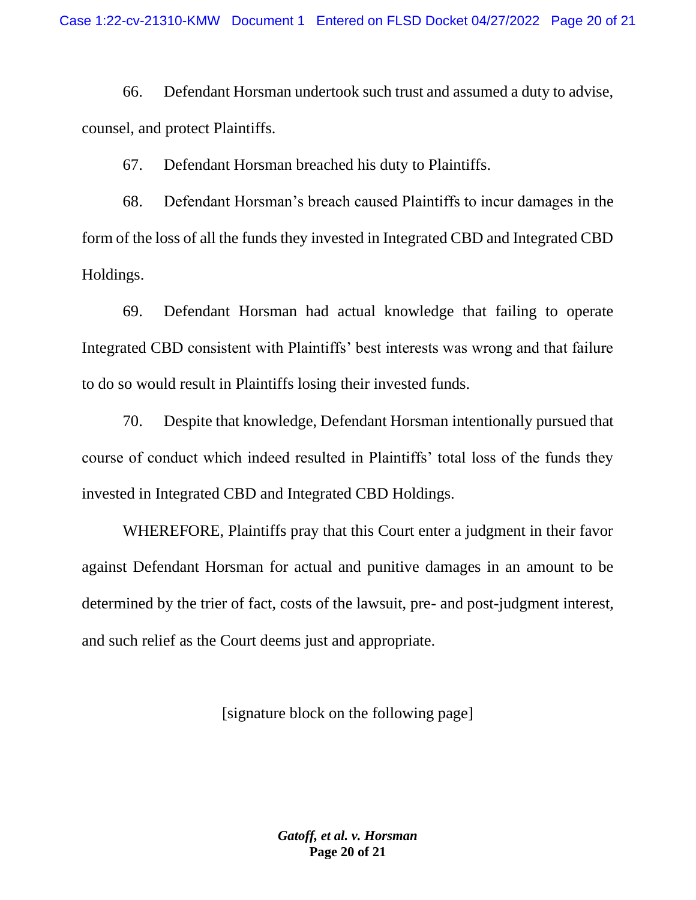66. Defendant Horsman undertook such trust and assumed a duty to advise, counsel, and protect Plaintiffs.

67. Defendant Horsman breached his duty to Plaintiffs.

68. Defendant Horsman's breach caused Plaintiffs to incur damages in the form of the loss of all the funds they invested in Integrated CBD and Integrated CBD Holdings.

69. Defendant Horsman had actual knowledge that failing to operate Integrated CBD consistent with Plaintiffs' best interests was wrong and that failure to do so would result in Plaintiffs losing their invested funds.

70. Despite that knowledge, Defendant Horsman intentionally pursued that course of conduct which indeed resulted in Plaintiffs' total loss of the funds they invested in Integrated CBD and Integrated CBD Holdings.

WHEREFORE, Plaintiffs pray that this Court enter a judgment in their favor against Defendant Horsman for actual and punitive damages in an amount to be determined by the trier of fact, costs of the lawsuit, pre- and post-judgment interest, and such relief as the Court deems just and appropriate.

[signature block on the following page]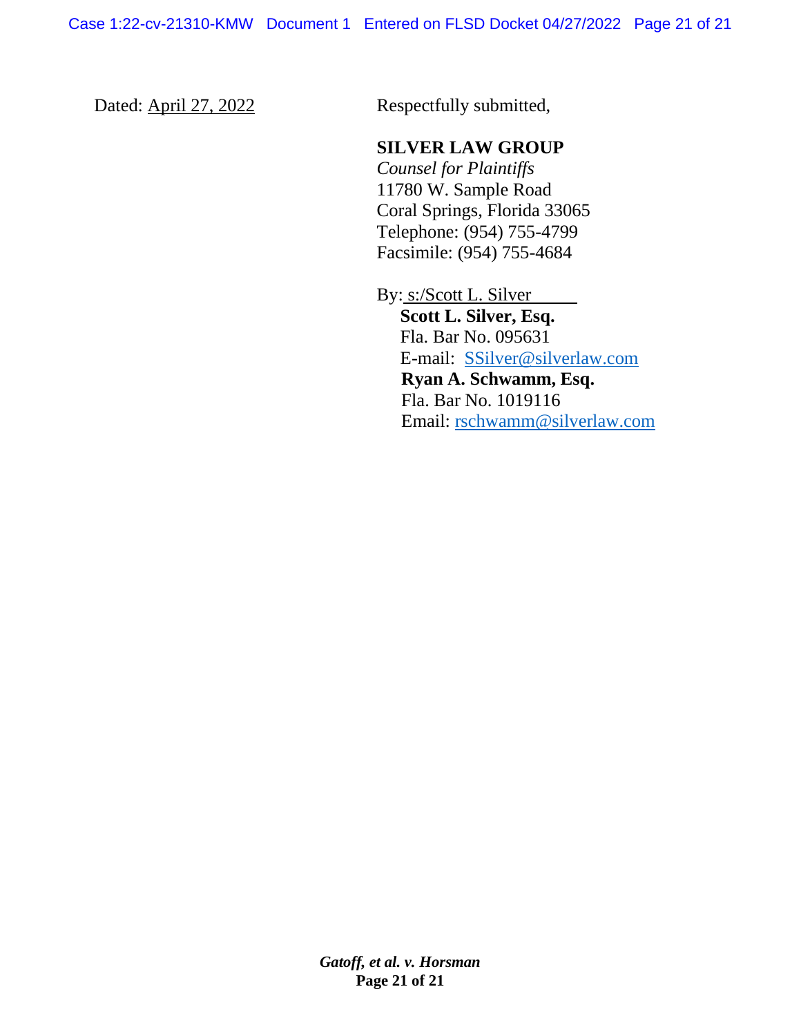Dated: April 27, 2022

Respectfully submitted,

**SILVER LAW GROUP**
*Counsel for Plaintiffs*
11780 W. Sample Road
Coral Springs, Florida 33065
Telephone: (954) 755-4799
Facsimile: (954) 755-4684

By: s:/Scott L. Silver
**Scott L. Silver, Esq.**
Fla. Bar No. 095631
E-mail: SSilver@silverlaw.com
**Ryan A. Schwamm, Esq.**
Fla. Bar No. 1019116
Email: rschwamm@silverlaw.com